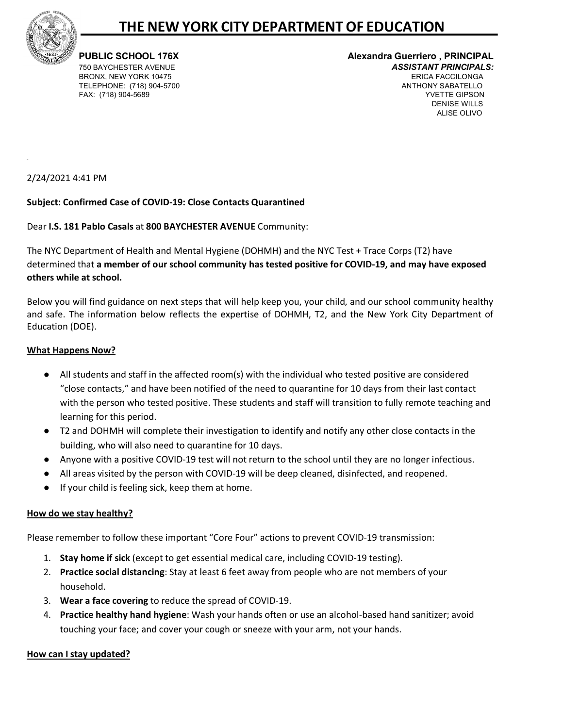# THE NEW YORK CITY DEPARTMENT OF EDUCATION

**PUBLIC SCHOOL 176X**
750 BAYCHESTER AVENUE
BRONX, NEW YORK 10475
TELEPHONE: (718) 904-5700
FAX: (718) 904-5689

**Alexandra Guerriero , PRINCIPAL**
***ASSISTANT PRINCIPALS:***
ERICA FACCILONGA
ANTHONY SABATELLO
YVETTE GIPSON
DENISE WILLS
ALISE OLIVO

2/24/2021 4:41 PM

**Subject: Confirmed Case of COVID-19: Close Contacts Quarantined**

Dear **I.S. 181 Pablo Casals** at **800 BAYCHESTER AVENUE** Community:

The NYC Department of Health and Mental Hygiene (DOHMH) and the NYC Test + Trace Corps (T2) have determined that **a member of our school community has tested positive for COVID-19, and may have exposed others while at school.**

Below you will find guidance on next steps that will help keep you, your child, and our school community healthy and safe. The information below reflects the expertise of DOHMH, T2, and the New York City Department of Education (DOE).

## What Happens Now?

- All students and staff in the affected room(s) with the individual who tested positive are considered "close contacts," and have been notified of the need to quarantine for 10 days from their last contact with the person who tested positive. These students and staff will transition to fully remote teaching and learning for this period.
- T2 and DOHMH will complete their investigation to identify and notify any other close contacts in the building, who will also need to quarantine for 10 days.
- Anyone with a positive COVID-19 test will not return to the school until they are no longer infectious.
- All areas visited by the person with COVID-19 will be deep cleaned, disinfected, and reopened.
- If your child is feeling sick, keep them at home.

## How do we stay healthy?

Please remember to follow these important "Core Four" actions to prevent COVID-19 transmission:

1. **Stay home if sick** (except to get essential medical care, including COVID-19 testing).
2. **Practice social distancing**: Stay at least 6 feet away from people who are not members of your household.
3. **Wear a face covering** to reduce the spread of COVID-19.
4. **Practice healthy hand hygiene**: Wash your hands often or use an alcohol-based hand sanitizer; avoid touching your face; and cover your cough or sneeze with your arm, not your hands.

## How can I stay updated?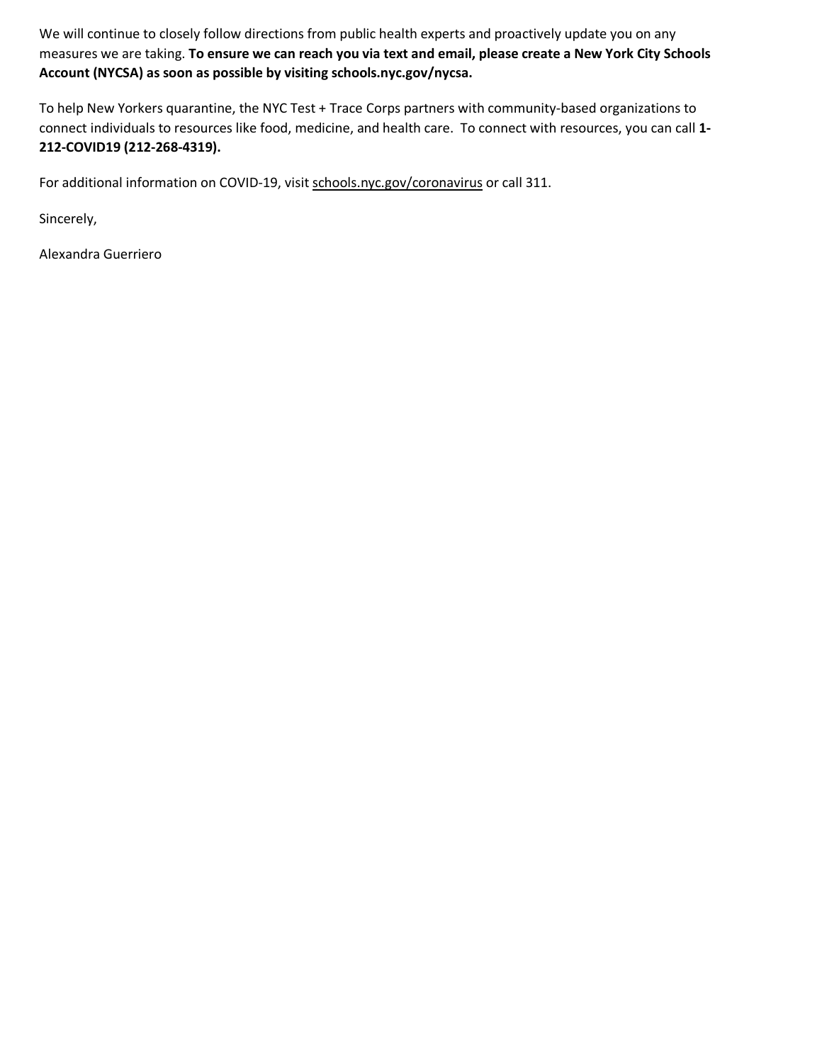We will continue to closely follow directions from public health experts and proactively update you on any measures we are taking. **To ensure we can reach you via text and email, please create a New York City Schools Account (NYCSA) as soon as possible by visiting schools.nyc.gov/nycsa.**

To help New Yorkers quarantine, the NYC Test + Trace Corps partners with community-based organizations to connect individuals to resources like food, medicine, and health care. To connect with resources, you can call **1-212-COVID19 (212-268-4319).**

For additional information on COVID-19, visit schools.nyc.gov/coronavirus or call 311.

Sincerely,

Alexandra Guerriero